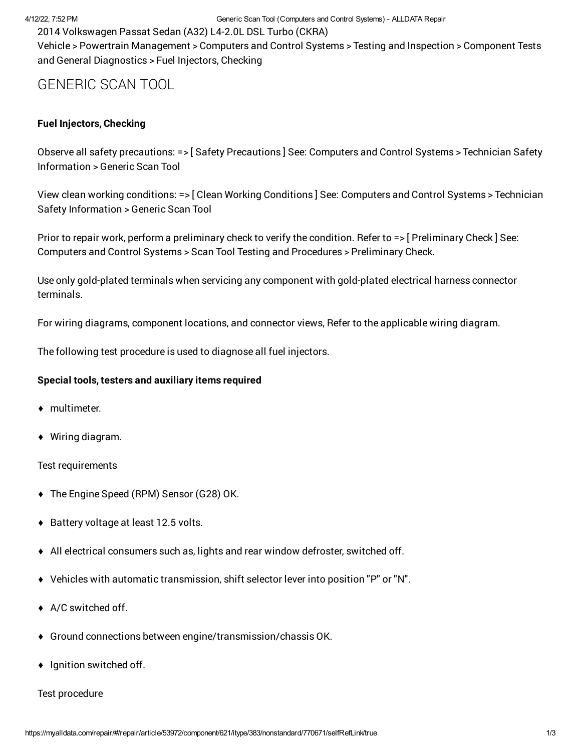2014 Volkswagen Passat Sedan (A32) L4-2.0L DSL Turbo (CKRA)

Vehicle > Powertrain Management > Computers and Control Systems > Testing and Inspection > Component Tests and General Diagnostics > Fuel Injectors, Checking

# GENERIC SCAN TOOL

**Fuel Injectors, Checking**

Observe all safety precautions: => [ Safety Precautions ] See: Computers and Control Systems > Technician Safety Information > Generic Scan Tool

View clean working conditions: => [ Clean Working Conditions ] See: Computers and Control Systems > Technician Safety Information > Generic Scan Tool

Prior to repair work, perform a preliminary check to verify the condition. Refer to => [ Preliminary Check ] See: Computers and Control Systems > Scan Tool Testing and Procedures > Preliminary Check.

Use only gold-plated terminals when servicing any component with gold-plated electrical harness connector terminals.

For wiring diagrams, component locations, and connector views, Refer to the applicable wiring diagram.

The following test procedure is used to diagnose all fuel injectors.

**Special tools, testers and auxiliary items required**

- multimeter.
- Wiring diagram.

Test requirements

- The Engine Speed (RPM) Sensor (G28) OK.
- Battery voltage at least 12.5 volts.
- All electrical consumers such as, lights and rear window defroster, switched off.
- Vehicles with automatic transmission, shift selector lever into position "P" or "N".
- A/C switched off.
- Ground connections between engine/transmission/chassis OK.
- Ignition switched off.

Test procedure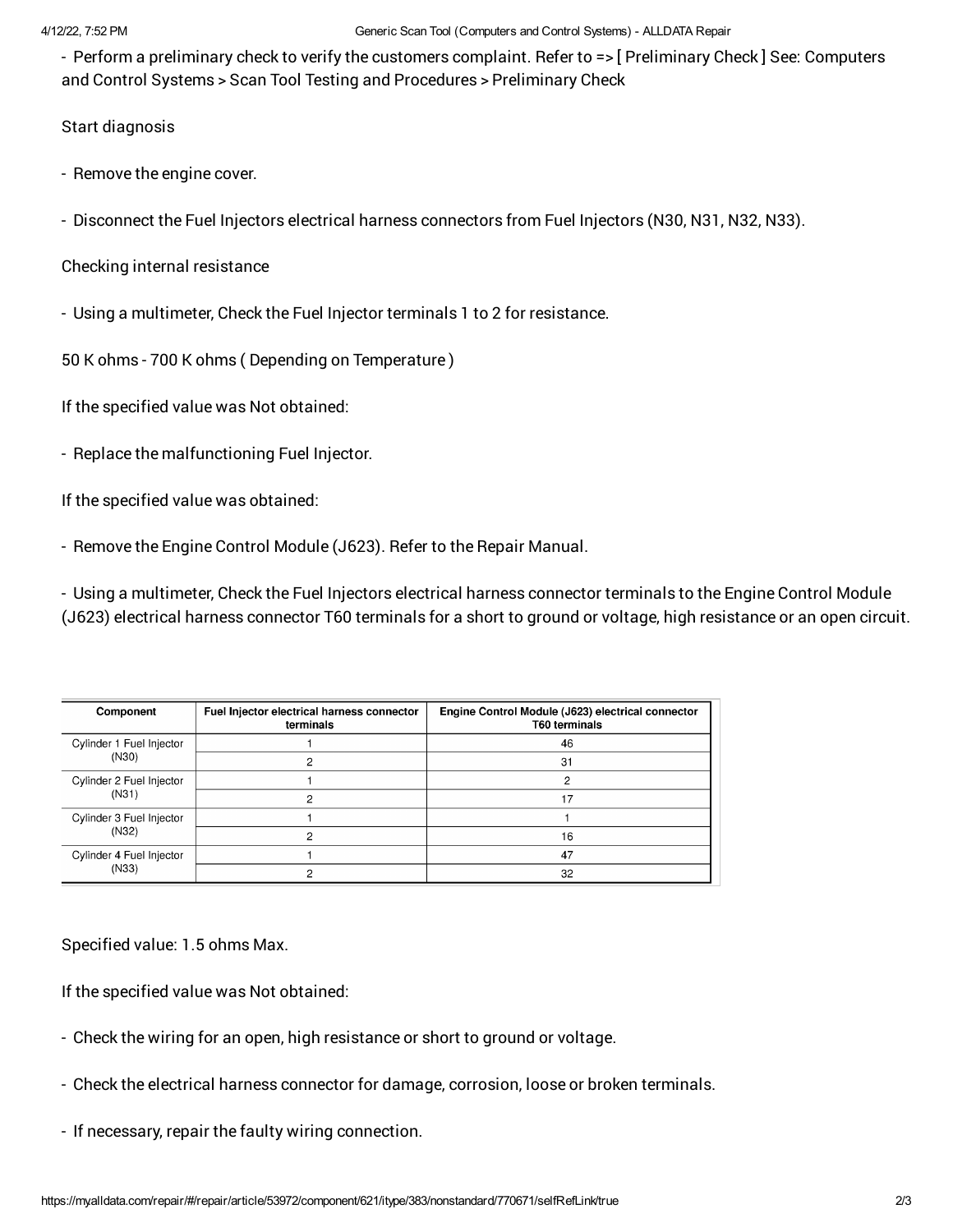- Perform a preliminary check to verify the customers complaint. Refer to => [ Preliminary Check ] See: Computers and Control Systems > Scan Tool Testing and Procedures > Preliminary Check

Start diagnosis

- Remove the engine cover.

- Disconnect the Fuel Injectors electrical harness connectors from Fuel Injectors (N30, N31, N32, N33).

Checking internal resistance

- Using a multimeter, Check the Fuel Injector terminals 1 to 2 for resistance.

50 K ohms - 700 K ohms ( Depending on Temperature )

If the specified value was Not obtained:

- Replace the malfunctioning Fuel Injector.

If the specified value was obtained:

- Remove the Engine Control Module (J623). Refer to the Repair Manual.

- Using a multimeter, Check the Fuel Injectors electrical harness connector terminals to the Engine Control Module (J623) electrical harness connector T60 terminals for a short to ground or voltage, high resistance or an open circuit.

| Component | Fuel Injector electrical harness connector terminals | Engine Control Module (J623) electrical connector T60 terminals |
|---|---|---|
| Cylinder 1 Fuel Injector (N30) | 1 | 46 |
| | 2 | 31 |
| Cylinder 2 Fuel Injector (N31) | 1 | 2 |
| | 2 | 17 |
| Cylinder 3 Fuel Injector (N32) | 1 | 1 |
| | 2 | 16 |
| Cylinder 4 Fuel Injector (N33) | 1 | 47 |
| | 2 | 32 |

Specified value: 1.5 ohms Max.

If the specified value was Not obtained:

- Check the wiring for an open, high resistance or short to ground or voltage.

- Check the electrical harness connector for damage, corrosion, loose or broken terminals.

- If necessary, repair the faulty wiring connection.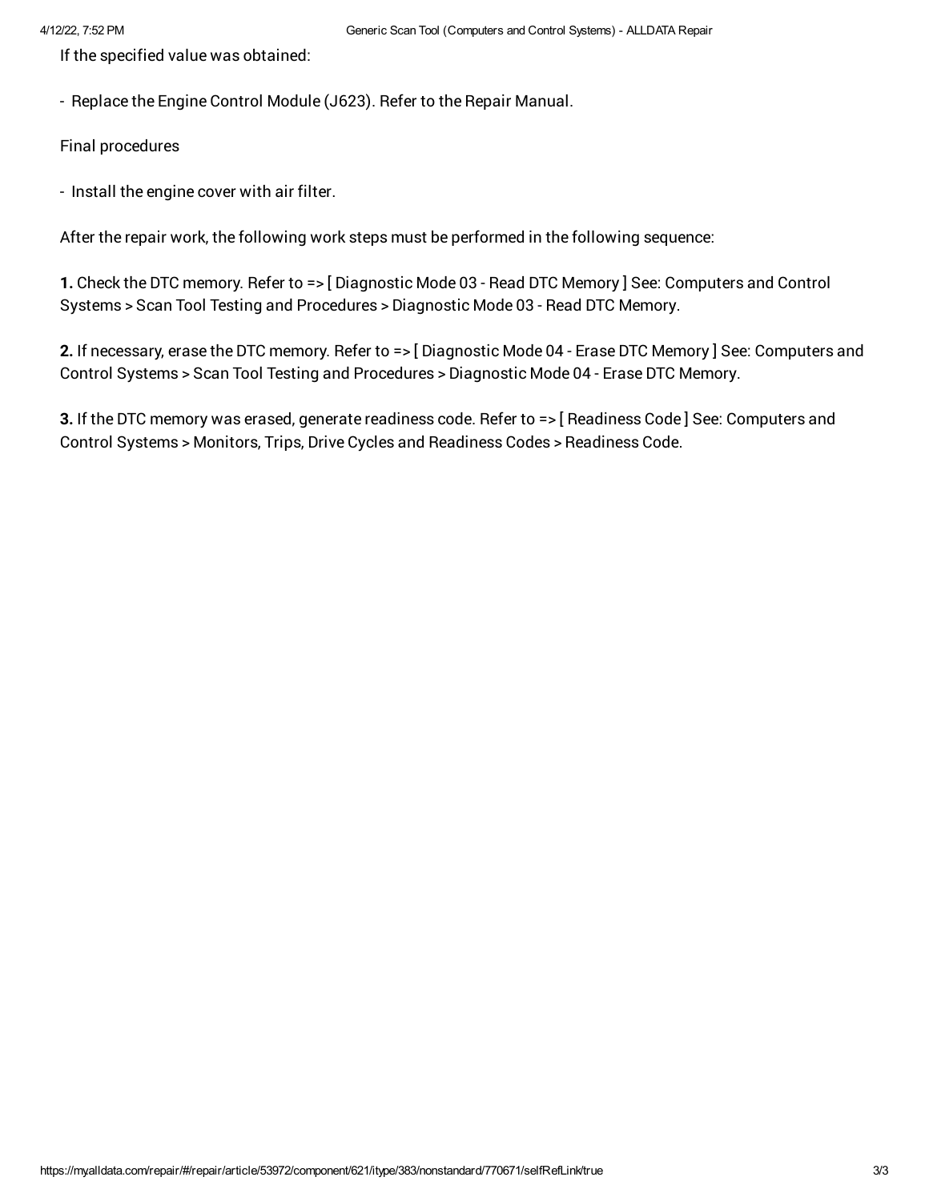If the specified value was obtained:

- Replace the Engine Control Module (J623). Refer to the Repair Manual.

Final procedures

- Install the engine cover with air filter.

After the repair work, the following work steps must be performed in the following sequence:

**1.** Check the DTC memory. Refer to => [ Diagnostic Mode 03 - Read DTC Memory ] See: Computers and Control Systems > Scan Tool Testing and Procedures > Diagnostic Mode 03 - Read DTC Memory.

**2.** If necessary, erase the DTC memory. Refer to => [ Diagnostic Mode 04 - Erase DTC Memory ] See: Computers and Control Systems > Scan Tool Testing and Procedures > Diagnostic Mode 04 - Erase DTC Memory.

**3.** If the DTC memory was erased, generate readiness code. Refer to => [ Readiness Code ] See: Computers and Control Systems > Monitors, Trips, Drive Cycles and Readiness Codes > Readiness Code.